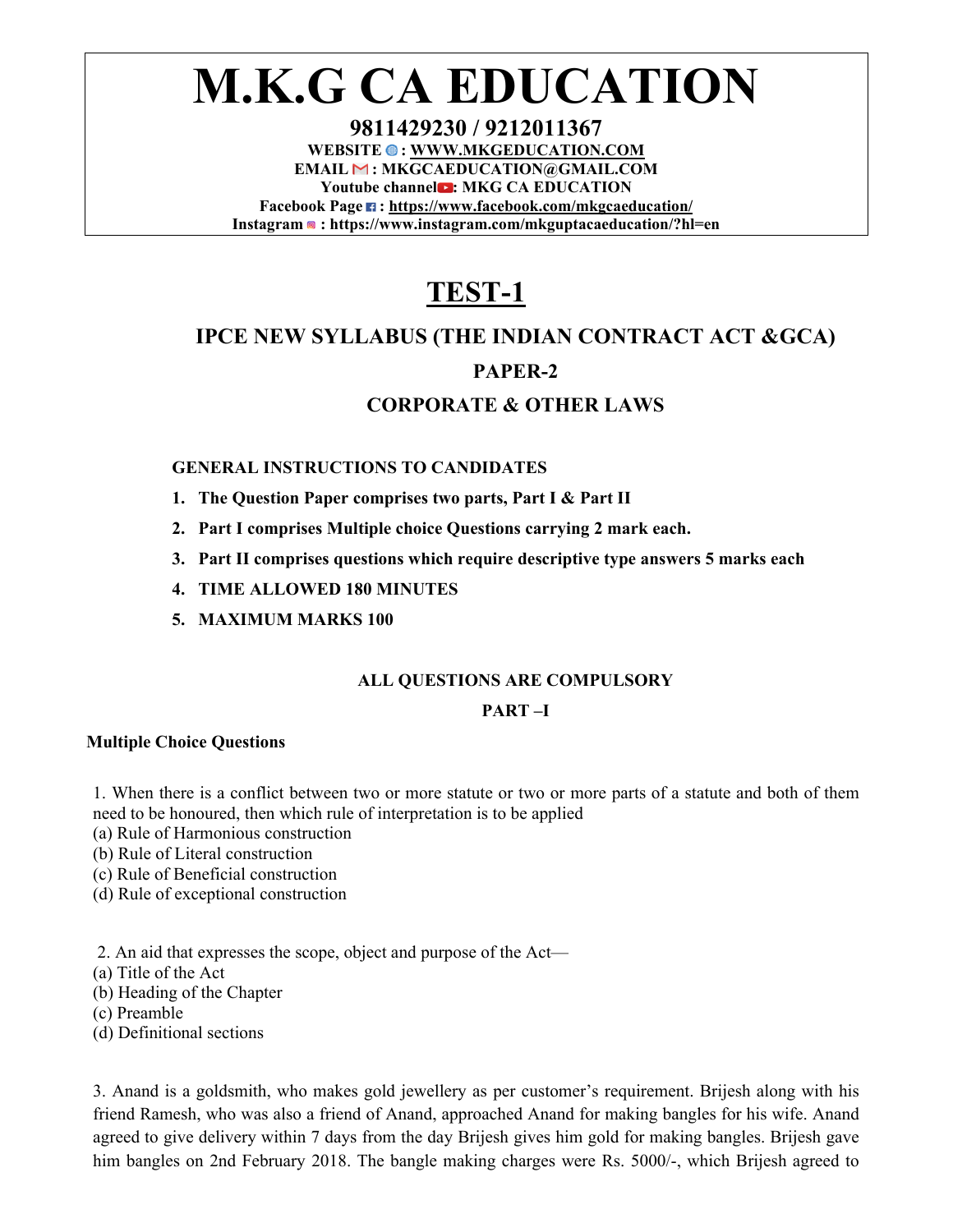# M.K.G CA EDUCATION

**9811429230 / 9212011367**

**WEBSITE : WWW.MKGEDUCATION.COM**

**EMAIL : MKGCAEDUCATION@GMAIL.COM**

**Youtube channel: MKG CA EDUCATION**

**Facebook Page : https://www.facebook.com/mkgcaeducation/**

**Instagram : https://www.instagram.com/mkguptacaeducation/?hl=en**

## TEST-1

### IPCE NEW SYLLABUS (THE INDIAN CONTRACT ACT &GCA)

### PAPER-2

### CORPORATE & OTHER LAWS

**GENERAL INSTRUCTIONS TO CANDIDATES**

1. **The Question Paper comprises two parts, Part I & Part II**
2. **Part I comprises Multiple choice Questions carrying 2 mark each.**
3. **Part II comprises questions which require descriptive type answers 5 marks each**
4. **TIME ALLOWED 180 MINUTES**
5. **MAXIMUM MARKS 100**

**ALL QUESTIONS ARE COMPULSORY**

**PART –I**

**Multiple Choice Questions**

1. When there is a conflict between two or more statute or two or more parts of a statute and both of them need to be honoured, then which rule of interpretation is to be applied
(a) Rule of Harmonious construction
(b) Rule of Literal construction
(c) Rule of Beneficial construction
(d) Rule of exceptional construction

2. An aid that expresses the scope, object and purpose of the Act—
(a) Title of the Act
(b) Heading of the Chapter
(c) Preamble
(d) Definitional sections

3. Anand is a goldsmith, who makes gold jewellery as per customer's requirement. Brijesh along with his friend Ramesh, who was also a friend of Anand, approached Anand for making bangles for his wife. Anand agreed to give delivery within 7 days from the day Brijesh gives him gold for making bangles. Brijesh gave him bangles on 2nd February 2018. The bangle making charges were Rs. 5000/-, which Brijesh agreed to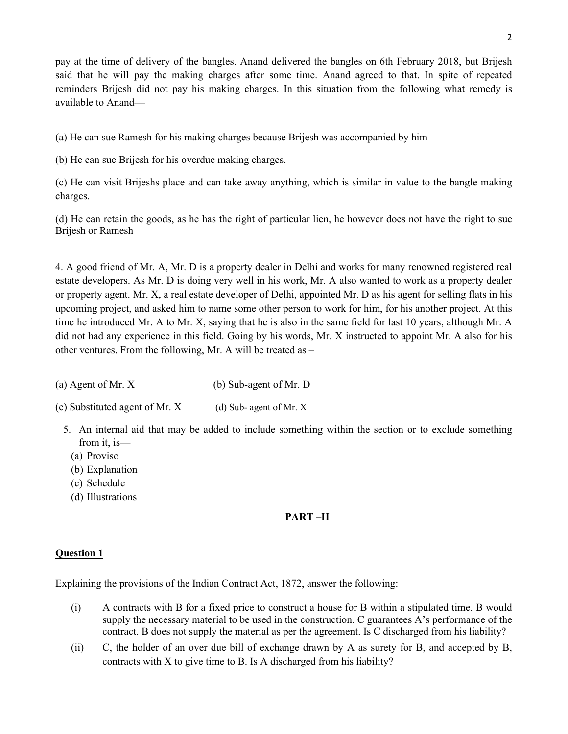pay at the time of delivery of the bangles. Anand delivered the bangles on 6th February 2018, but Brijesh said that he will pay the making charges after some time. Anand agreed to that. In spite of repeated reminders Brijesh did not pay his making charges. In this situation from the following what remedy is available to Anand—

(a) He can sue Ramesh for his making charges because Brijesh was accompanied by him

(b) He can sue Brijesh for his overdue making charges.

(c) He can visit Brijeshs place and can take away anything, which is similar in value to the bangle making charges.

(d) He can retain the goods, as he has the right of particular lien, he however does not have the right to sue Brijesh or Ramesh

4. A good friend of Mr. A, Mr. D is a property dealer in Delhi and works for many renowned registered real estate developers. As Mr. D is doing very well in his work, Mr. A also wanted to work as a property dealer or property agent. Mr. X, a real estate developer of Delhi, appointed Mr. D as his agent for selling flats in his upcoming project, and asked him to name some other person to work for him, for his another project. At this time he introduced Mr. A to Mr. X, saying that he is also in the same field for last 10 years, although Mr. A did not had any experience in this field. Going by his words, Mr. X instructed to appoint Mr. A also for his other ventures. From the following, Mr. A will be treated as –

(a) Agent of Mr. X  (b) Sub-agent of Mr. D

(c) Substituted agent of Mr. X  (d) Sub- agent of Mr. X

5. An internal aid that may be added to include something within the section or to exclude something from it, is—
   (a) Proviso
   (b) Explanation
   (c) Schedule
   (d) Illustrations

## PART –II

### Question 1

Explaining the provisions of the Indian Contract Act, 1872, answer the following:

(i) A contracts with B for a fixed price to construct a house for B within a stipulated time. B would supply the necessary material to be used in the construction. C guarantees A's performance of the contract. B does not supply the material as per the agreement. Is C discharged from his liability?

(ii) C, the holder of an over due bill of exchange drawn by A as surety for B, and accepted by B, contracts with X to give time to B. Is A discharged from his liability?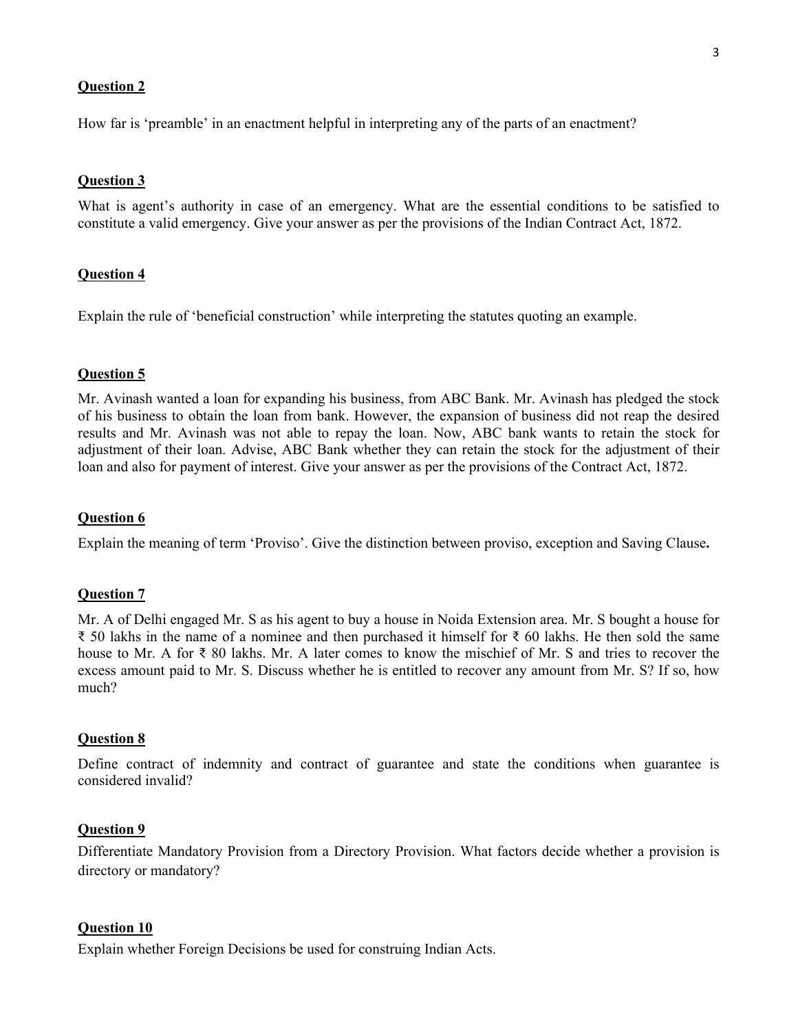**Question 2**

How far is 'preamble' in an enactment helpful in interpreting any of the parts of an enactment?

**Question 3**

What is agent's authority in case of an emergency. What are the essential conditions to be satisfied to constitute a valid emergency. Give your answer as per the provisions of the Indian Contract Act, 1872.

**Question 4**

Explain the rule of 'beneficial construction' while interpreting the statutes quoting an example.

**Question 5**

Mr. Avinash wanted a loan for expanding his business, from ABC Bank. Mr. Avinash has pledged the stock of his business to obtain the loan from bank. However, the expansion of business did not reap the desired results and Mr. Avinash was not able to repay the loan. Now, ABC bank wants to retain the stock for adjustment of their loan. Advise, ABC Bank whether they can retain the stock for the adjustment of their loan and also for payment of interest. Give your answer as per the provisions of the Contract Act, 1872.

**Question 6**

Explain the meaning of term 'Proviso'. Give the distinction between proviso, exception and Saving Clause**.**

**Question 7**

Mr. A of Delhi engaged Mr. S as his agent to buy a house in Noida Extension area. Mr. S bought a house for ₹ 50 lakhs in the name of a nominee and then purchased it himself for ₹ 60 lakhs. He then sold the same house to Mr. A for ₹ 80 lakhs. Mr. A later comes to know the mischief of Mr. S and tries to recover the excess amount paid to Mr. S. Discuss whether he is entitled to recover any amount from Mr. S? If so, how much?

**Question 8**

Define contract of indemnity and contract of guarantee and state the conditions when guarantee is considered invalid?

**Question 9**

Differentiate Mandatory Provision from a Directory Provision. What factors decide whether a provision is directory or mandatory?

**Question 10**

Explain whether Foreign Decisions be used for construing Indian Acts.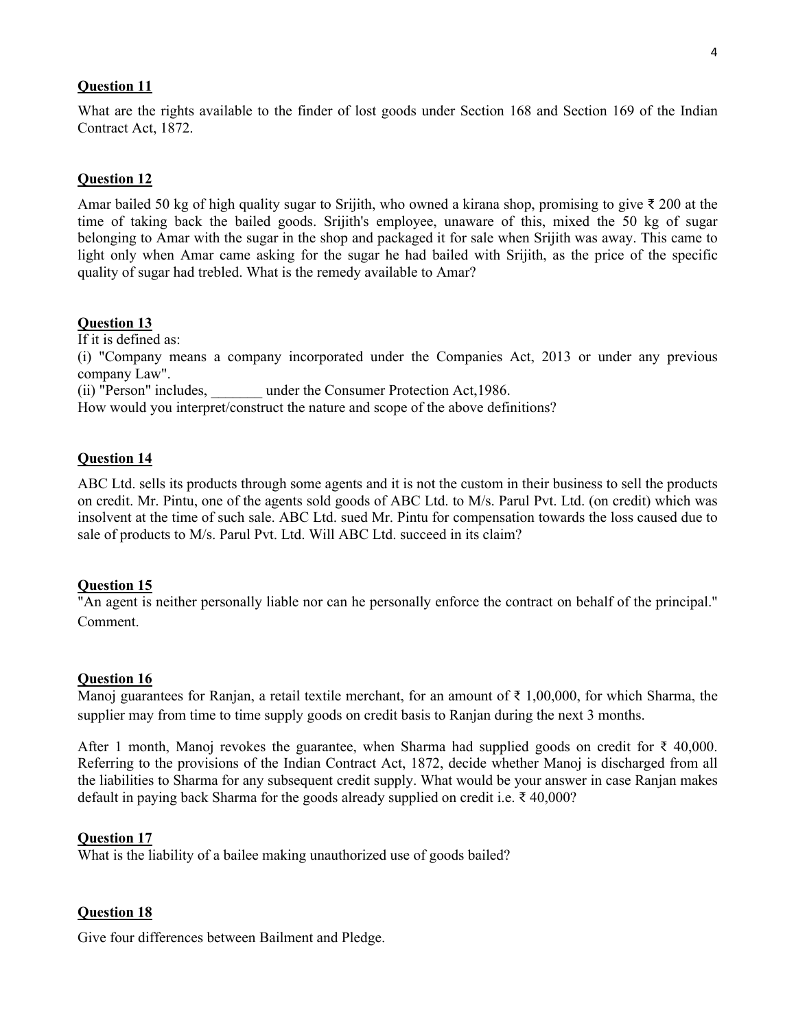**Question 11**

What are the rights available to the finder of lost goods under Section 168 and Section 169 of the Indian Contract Act, 1872.

**Question 12**

Amar bailed 50 kg of high quality sugar to Srijith, who owned a kirana shop, promising to give ₹ 200 at the time of taking back the bailed goods. Srijith's employee, unaware of this, mixed the 50 kg of sugar belonging to Amar with the sugar in the shop and packaged it for sale when Srijith was away. This came to light only when Amar came asking for the sugar he had bailed with Srijith, as the price of the specific quality of sugar had trebled. What is the remedy available to Amar?

**Question 13**

If it is defined as:

(i) "Company means a company incorporated under the Companies Act, 2013 or under any previous company Law".

(ii) "Person" includes, _______ under the Consumer Protection Act,1986.

How would you interpret/construct the nature and scope of the above definitions?

**Question 14**

ABC Ltd. sells its products through some agents and it is not the custom in their business to sell the products on credit. Mr. Pintu, one of the agents sold goods of ABC Ltd. to M/s. Parul Pvt. Ltd. (on credit) which was insolvent at the time of such sale. ABC Ltd. sued Mr. Pintu for compensation towards the loss caused due to sale of products to M/s. Parul Pvt. Ltd. Will ABC Ltd. succeed in its claim?

**Question 15**

"An agent is neither personally liable nor can he personally enforce the contract on behalf of the principal." Comment.

**Question 16**

Manoj guarantees for Ranjan, a retail textile merchant, for an amount of ₹ 1,00,000, for which Sharma, the supplier may from time to time supply goods on credit basis to Ranjan during the next 3 months.

After 1 month, Manoj revokes the guarantee, when Sharma had supplied goods on credit for ₹ 40,000. Referring to the provisions of the Indian Contract Act, 1872, decide whether Manoj is discharged from all the liabilities to Sharma for any subsequent credit supply. What would be your answer in case Ranjan makes default in paying back Sharma for the goods already supplied on credit i.e. ₹ 40,000?

**Question 17**

What is the liability of a bailee making unauthorized use of goods bailed?

**Question 18**

Give four differences between Bailment and Pledge.